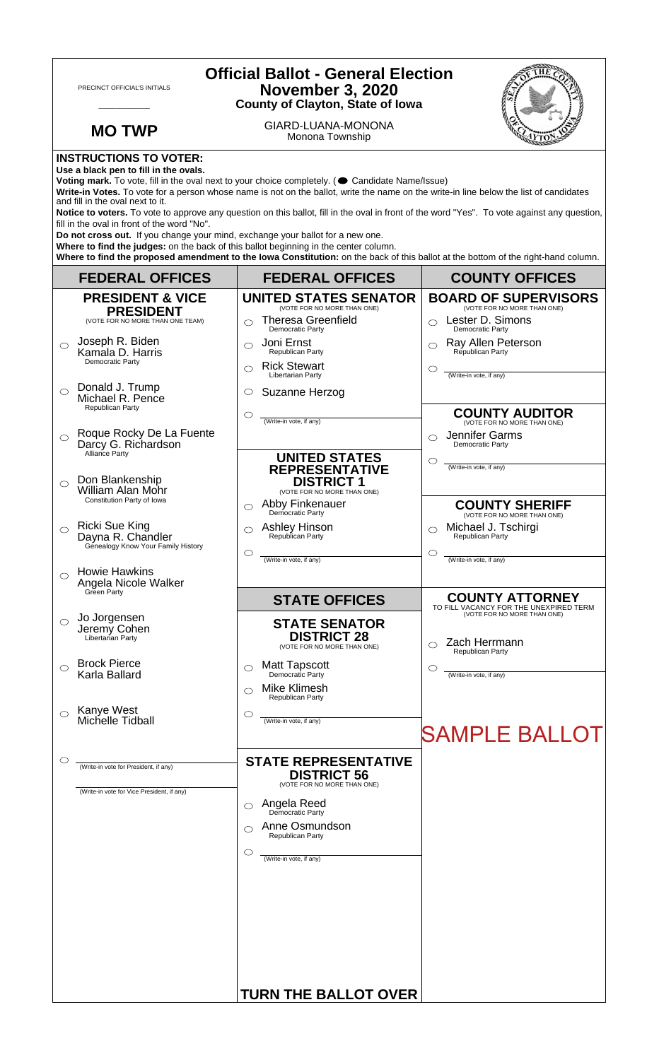PRECINCT OFFICIAL'S INITIALS

___________

**MO TWP**

# Official Ballot - General Election
## November 3, 2020
### County of Clayton, State of Iowa

GIARD-LUANA-MONONA
Monona Township

**INSTRUCTIONS TO VOTER:**
**Use a black pen to fill in the ovals.**
**Voting mark.** To vote, fill in the oval next to your choice completely. (⬤ Candidate Name/Issue)
**Write-in Votes.** To vote for a person whose name is not on the ballot, write the name on the write-in line below the list of candidates and fill in the oval next to it.
**Notice to voters.** To vote to approve any question on this ballot, fill in the oval in front of the word "Yes". To vote against any question, fill in the oval in front of the word "No".
**Do not cross out.** If you change your mind, exchange your ballot for a new one.
**Where to find the judges:** on the back of this ballot beginning in the center column.
**Where to find the proposed amendment to the Iowa Constitution:** on the back of this ballot at the bottom of the right-hand column.

## FEDERAL OFFICES

### PRESIDENT & VICE PRESIDENT
(VOTE FOR NO MORE THAN ONE TEAM)

- ◯ Joseph R. Biden / Kamala D. Harris — Democratic Party
- ◯ Donald J. Trump / Michael R. Pence — Republican Party
- ◯ Roque Rocky De La Fuente / Darcy G. Richardson — Alliance Party
- ◯ Don Blankenship / William Alan Mohr — Constitution Party of Iowa
- ◯ Ricki Sue King / Dayna R. Chandler — Genealogy Know Your Family History
- ◯ Howie Hawkins / Angela Nicole Walker — Green Party
- ◯ Jo Jorgensen / Jeremy Cohen — Libertarian Party
- ◯ Brock Pierce / Karla Ballard
- ◯ Kanye West / Michelle Tidball
- ◯ ________ (Write-in vote for President, if any) / ________ (Write-in vote for Vice President, if any)

## FEDERAL OFFICES

### UNITED STATES SENATOR
(VOTE FOR NO MORE THAN ONE)

- ◯ Theresa Greenfield — Democratic Party
- ◯ Joni Ernst — Republican Party
- ◯ Rick Stewart — Libertarian Party
- ◯ Suzanne Herzog
- ◯ ________ (Write-in vote, if any)

### UNITED STATES REPRESENTATIVE DISTRICT 1
(VOTE FOR NO MORE THAN ONE)

- ◯ Abby Finkenauer — Democratic Party
- ◯ Ashley Hinson — Republican Party
- ◯ ________ (Write-in vote, if any)

## STATE OFFICES

### STATE SENATOR DISTRICT 28
(VOTE FOR NO MORE THAN ONE)

- ◯ Matt Tapscott — Democratic Party
- ◯ Mike Klimesh — Republican Party
- ◯ ________ (Write-in vote, if any)

### STATE REPRESENTATIVE DISTRICT 56
(VOTE FOR NO MORE THAN ONE)

- ◯ Angela Reed — Democratic Party
- ◯ Anne Osmundson — Republican Party
- ◯ ________ (Write-in vote, if any)

**TURN THE BALLOT OVER**

## COUNTY OFFICES

### BOARD OF SUPERVISORS
(VOTE FOR NO MORE THAN ONE)

- ◯ Lester D. Simons — Democratic Party
- ◯ Ray Allen Peterson — Republican Party
- ◯ ________ (Write-in vote, if any)

### COUNTY AUDITOR
(VOTE FOR NO MORE THAN ONE)

- ◯ Jennifer Garms — Democratic Party
- ◯ ________ (Write-in vote, if any)

### COUNTY SHERIFF
(VOTE FOR NO MORE THAN ONE)

- ◯ Michael J. Tschirgi — Republican Party
- ◯ ________ (Write-in vote, if any)

### COUNTY ATTORNEY
TO FILL VACANCY FOR THE UNEXPIRED TERM
(VOTE FOR NO MORE THAN ONE)

- ◯ Zach Herrmann — Republican Party
- ◯ ________ (Write-in vote, if any)

SAMPLE BALLOT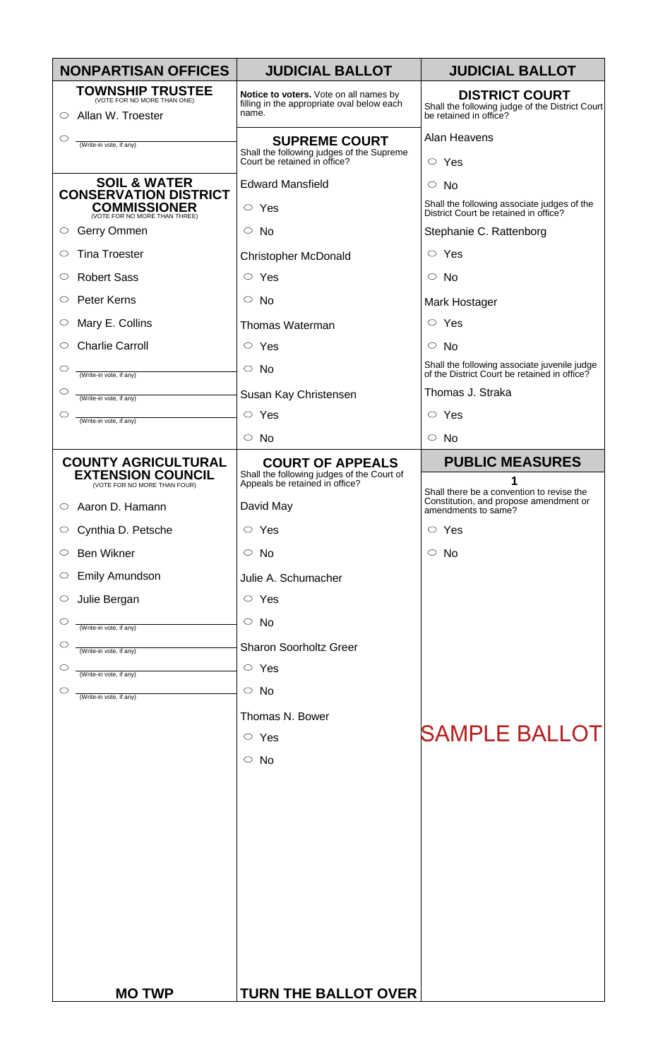## NONPARTISAN OFFICES

### TOWNSHIP TRUSTEE
(VOTE FOR NO MORE THAN ONE)

- ○ Allan W. Troester
- ○ ____________ (Write-in vote, if any)

### SOIL & WATER CONSERVATION DISTRICT COMMISSIONER
(VOTE FOR NO MORE THAN THREE)

- ○ Gerry Ommen
- ○ Tina Troester
- ○ Robert Sass
- ○ Peter Kerns
- ○ Mary E. Collins
- ○ Charlie Carroll
- ○ ____________ (Write-in vote, if any)
- ○ ____________ (Write-in vote, if any)
- ○ ____________ (Write-in vote, if any)

### COUNTY AGRICULTURAL EXTENSION COUNCIL
(VOTE FOR NO MORE THAN FOUR)

- ○ Aaron D. Hamann
- ○ Cynthia D. Petsche
- ○ Ben Wikner
- ○ Emily Amundson
- ○ Julie Bergan
- ○ ____________ (Write-in vote, if any)
- ○ ____________ (Write-in vote, if any)
- ○ ____________ (Write-in vote, if any)
- ○ ____________ (Write-in vote, if any)

MO TWP

## JUDICIAL BALLOT

**Notice to voters.** Vote on all names by filling in the appropriate oval below each name.

### SUPREME COURT
Shall the following judges of the Supreme Court be retained in office?

Edward Mansfield
- ○ Yes
- ○ No

Christopher McDonald
- ○ Yes
- ○ No

Thomas Waterman
- ○ Yes
- ○ No

Susan Kay Christensen
- ○ Yes
- ○ No

### COURT OF APPEALS
Shall the following judges of the Court of Appeals be retained in office?

David May
- ○ Yes
- ○ No

Julie A. Schumacher
- ○ Yes
- ○ No

Sharon Soorholtz Greer
- ○ Yes
- ○ No

Thomas N. Bower
- ○ Yes
- ○ No

TURN THE BALLOT OVER

## JUDICIAL BALLOT

### DISTRICT COURT
Shall the following judge of the District Court be retained in office?

Alan Heavens
- ○ Yes
- ○ No

Shall the following associate judges of the District Court be retained in office?

Stephanie C. Rattenborg
- ○ Yes
- ○ No

Mark Hostager
- ○ Yes
- ○ No

Shall the following associate juvenile judge of the District Court be retained in office?

Thomas J. Straka
- ○ Yes
- ○ No

## PUBLIC MEASURES

### 1
Shall there be a convention to revise the Constitution, and propose amendment or amendments to same?

- ○ Yes
- ○ No

SAMPLE BALLOT